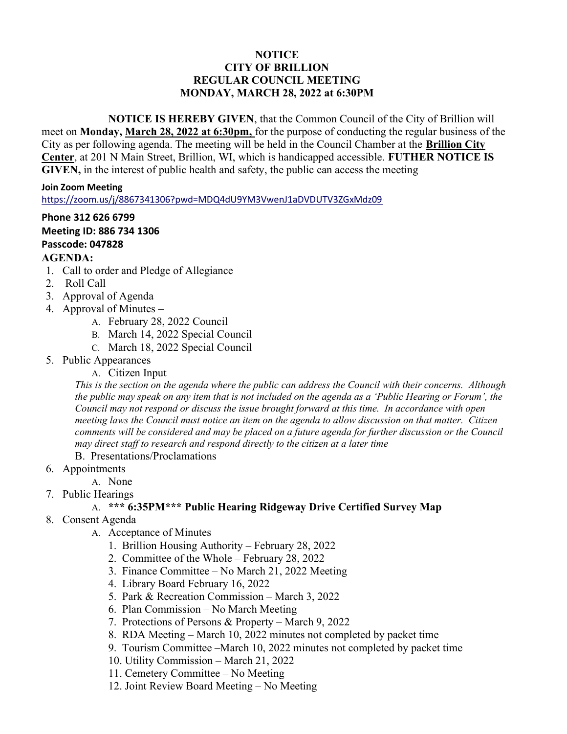# NOTICE
# CITY OF BRILLION
# REGULAR COUNCIL MEETING
# MONDAY, MARCH 28, 2022 at 6:30PM

**NOTICE IS HEREBY GIVEN**, that the Common Council of the City of Brillion will meet on **Monday, March 28, 2022 at 6:30pm,** for the purpose of conducting the regular business of the City as per following agenda. The meeting will be held in the Council Chamber at the **Brillion City Center**, at 201 N Main Street, Brillion, WI, which is handicapped accessible. **FUTHER NOTICE IS GIVEN,** in the interest of public health and safety, the public can access the meeting

**Join Zoom Meeting**
https://zoom.us/j/8867341306?pwd=MDQ4dU9YM3VwenJ1aDVDUTV3ZGxMdz09

**Phone 312 626 6799**
**Meeting ID: 886 734 1306**
**Passcode: 047828**

**AGENDA:**

1. Call to order and Pledge of Allegiance
2. Roll Call
3. Approval of Agenda
4. Approval of Minutes –
   A. February 28, 2022 Council
   B. March 14, 2022 Special Council
   C. March 18, 2022 Special Council
5. Public Appearances
   A. Citizen Input
   *This is the section on the agenda where the public can address the Council with their concerns. Although the public may speak on any item that is not included on the agenda as a 'Public Hearing or Forum', the Council may not respond or discuss the issue brought forward at this time. In accordance with open meeting laws the Council must notice an item on the agenda to allow discussion on that matter. Citizen comments will be considered and may be placed on a future agenda for further discussion or the Council may direct staff to research and respond directly to the citizen at a later time*
   B. Presentations/Proclamations
6. Appointments
   A. None
7. Public Hearings
   A. **\*\*\* 6:35PM\*\*\* Public Hearing Ridgeway Drive Certified Survey Map**
8. Consent Agenda
   A. Acceptance of Minutes
      1. Brillion Housing Authority – February 28, 2022
      2. Committee of the Whole – February 28, 2022
      3. Finance Committee – No March 21, 2022 Meeting
      4. Library Board February 16, 2022
      5. Park & Recreation Commission – March 3, 2022
      6. Plan Commission – No March Meeting
      7. Protections of Persons & Property – March 9, 2022
      8. RDA Meeting – March 10, 2022 minutes not completed by packet time
      9. Tourism Committee –March 10, 2022 minutes not completed by packet time
      10. Utility Commission – March 21, 2022
      11. Cemetery Committee – No Meeting
      12. Joint Review Board Meeting – No Meeting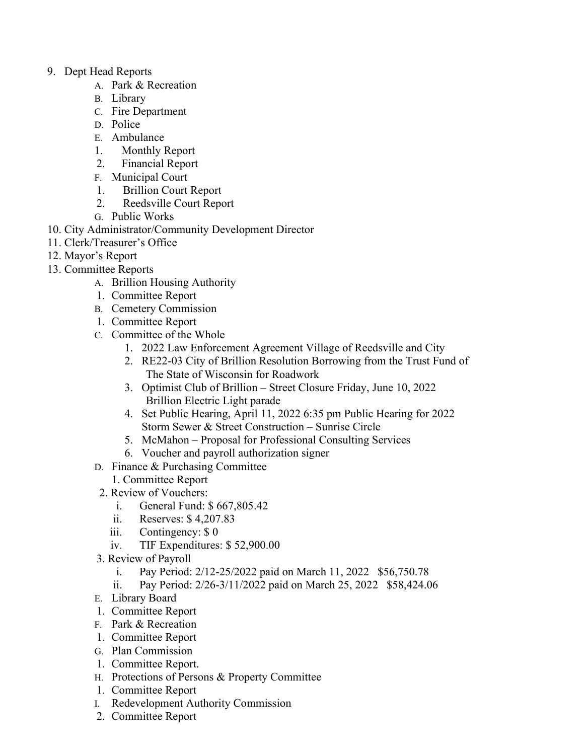9. Dept Head Reports
    - A. Park & Recreation
    - B. Library
    - C. Fire Department
    - D. Police
    - E. Ambulance
        1. Monthly Report
        2. Financial Report
    - F. Municipal Court
        1. Brillion Court Report
        2. Reedsville Court Report
    - G. Public Works
10. City Administrator/Community Development Director
11. Clerk/Treasurer's Office
12. Mayor's Report
13. Committee Reports
    - A. Brillion Housing Authority
        1. Committee Report
    - B. Cemetery Commission
        1. Committee Report
    - C. Committee of the Whole
        1. 2022 Law Enforcement Agreement Village of Reedsville and City
        2. RE22-03 City of Brillion Resolution Borrowing from the Trust Fund of The State of Wisconsin for Roadwork
        3. Optimist Club of Brillion – Street Closure Friday, June 10, 2022 Brillion Electric Light parade
        4. Set Public Hearing, April 11, 2022 6:35 pm Public Hearing for 2022 Storm Sewer & Street Construction – Sunrise Circle
        5. McMahon – Proposal for Professional Consulting Services
        6. Voucher and payroll authorization signer
    - D. Finance & Purchasing Committee
        1. Committee Report
        2. Review of Vouchers:
            - i. General Fund: $ 667,805.42
            - ii. Reserves: $ 4,207.83
            - iii. Contingency: $ 0
            - iv. TIF Expenditures: $ 52,900.00
        3. Review of Payroll
            - i. Pay Period: 2/12-25/2022 paid on March 11, 2022 $56,750.78
            - ii. Pay Period: 2/26-3/11/2022 paid on March 25, 2022 $58,424.06
    - E. Library Board
        1. Committee Report
    - F. Park & Recreation
        1. Committee Report
    - G. Plan Commission
        1. Committee Report.
    - H. Protections of Persons & Property Committee
        1. Committee Report
    - I. Redevelopment Authority Commission
        2. Committee Report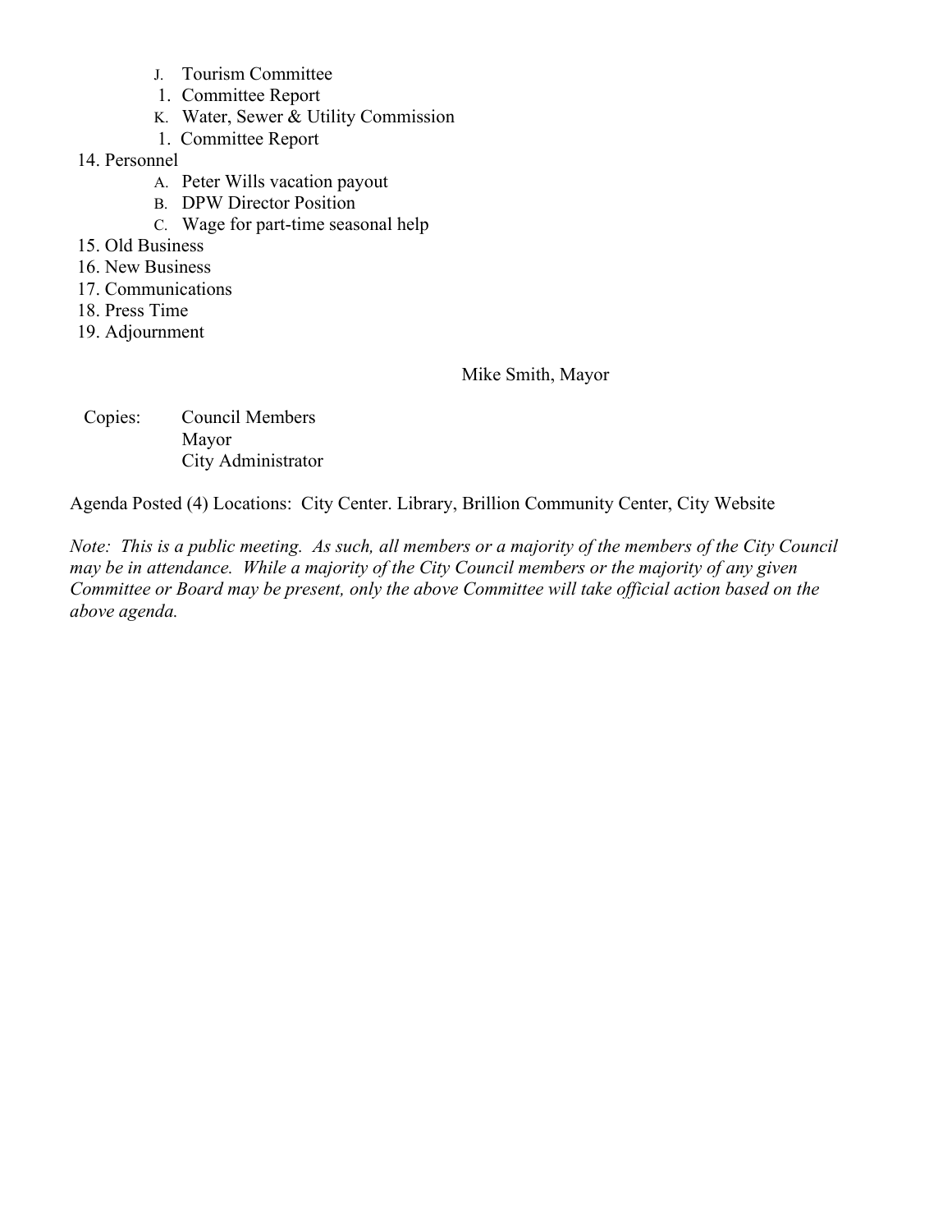J. Tourism Committee
   1. Committee Report
K. Water, Sewer & Utility Commission
   1. Committee Report

14. Personnel
    A. Peter Wills vacation payout
    B. DPW Director Position
    C. Wage for part-time seasonal help
15. Old Business
16. New Business
17. Communications
18. Press Time
19. Adjournment

Mike Smith, Mayor

Copies: Council Members
Mayor
City Administrator

Agenda Posted (4) Locations: City Center. Library, Brillion Community Center, City Website

*Note: This is a public meeting. As such, all members or a majority of the members of the City Council may be in attendance. While a majority of the City Council members or the majority of any given Committee or Board may be present, only the above Committee will take official action based on the above agenda.*